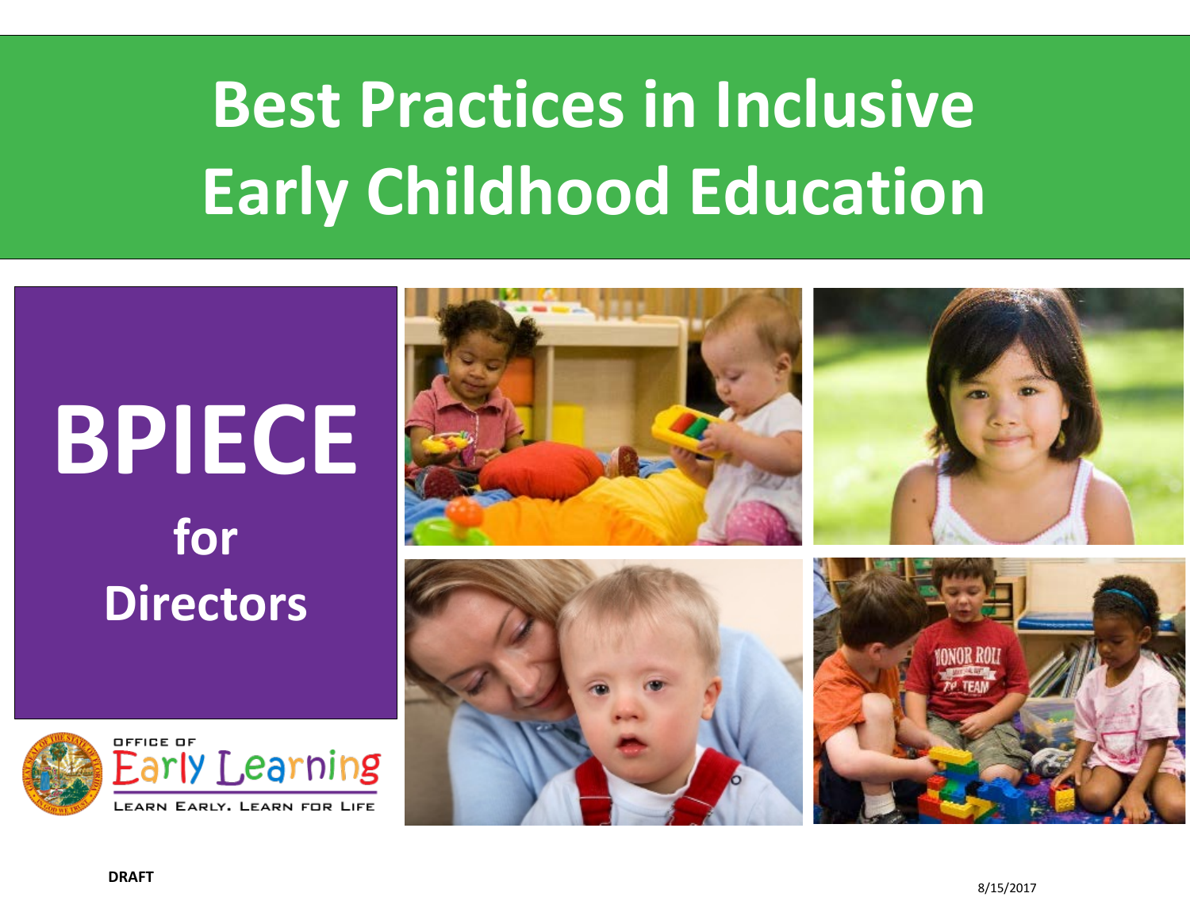# Best Practices in Inclusive Early Childhood Education

# BPIECE

## for Directors

OFFICE OF Early Learning

LEARN EARLY. LEARN FOR LIFE

**DRAFT**

8/15/2017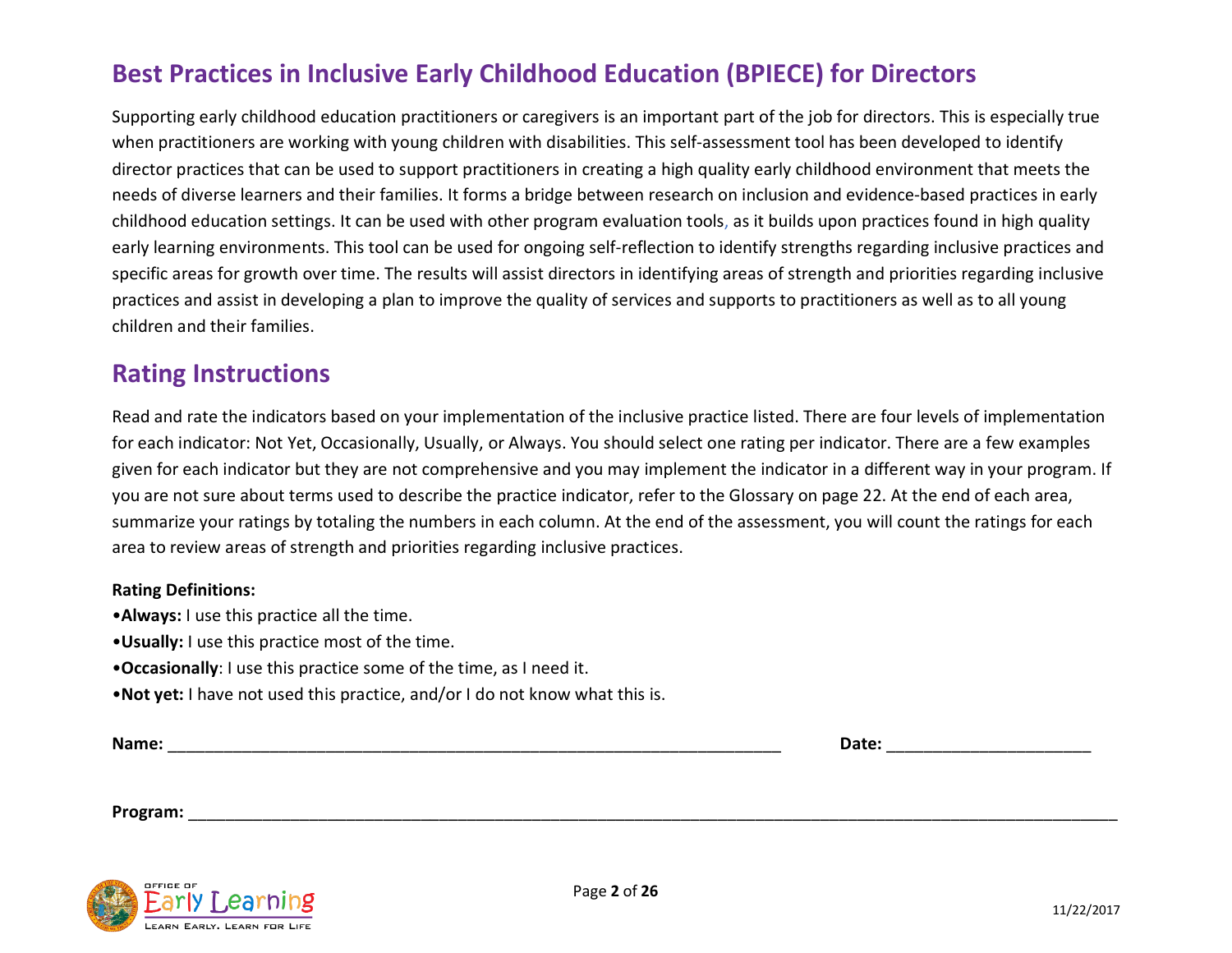# Best Practices in Inclusive Early Childhood Education (BPIECE) for Directors

Supporting early childhood education practitioners or caregivers is an important part of the job for directors. This is especially true when practitioners are working with young children with disabilities. This self-assessment tool has been developed to identify director practices that can be used to support practitioners in creating a high quality early childhood environment that meets the needs of diverse learners and their families. It forms a bridge between research on inclusion and evidence-based practices in early childhood education settings. It can be used with other program evaluation tools, as it builds upon practices found in high quality early learning environments. This tool can be used for ongoing self-reflection to identify strengths regarding inclusive practices and specific areas for growth over time. The results will assist directors in identifying areas of strength and priorities regarding inclusive practices and assist in developing a plan to improve the quality of services and supports to practitioners as well as to all young children and their families.

## Rating Instructions

Read and rate the indicators based on your implementation of the inclusive practice listed. There are four levels of implementation for each indicator: Not Yet, Occasionally, Usually, or Always. You should select one rating per indicator. There are a few examples given for each indicator but they are not comprehensive and you may implement the indicator in a different way in your program. If you are not sure about terms used to describe the practice indicator, refer to the Glossary on page 22. At the end of each area, summarize your ratings by totaling the numbers in each column. At the end of the assessment, you will count the ratings for each area to review areas of strength and priorities regarding inclusive practices.

**Rating Definitions:**

- **Always:** I use this practice all the time.
- **Usually:** I use this practice most of the time.
- **Occasionally**: I use this practice some of the time, as I need it.
- **Not yet:** I have not used this practice, and/or I do not know what this is.

**Name:** ____________________________________________ **Date:** ______________________

**Program:** ________________________________________________________________________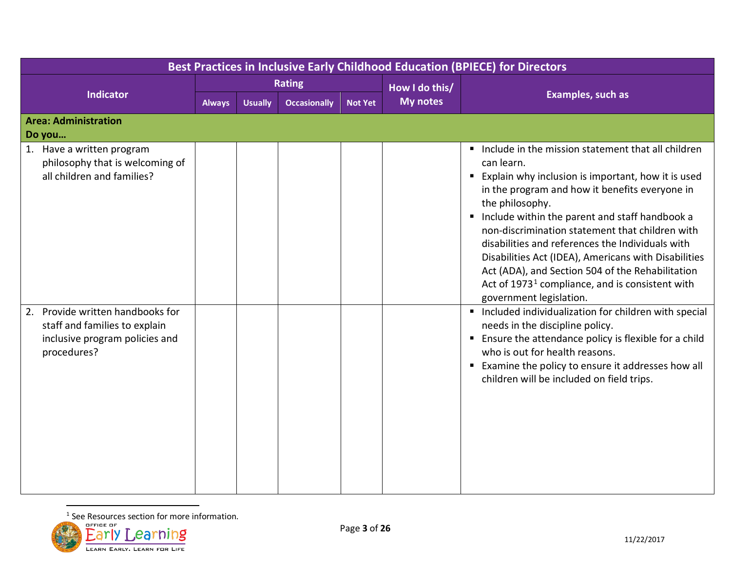| Best Practices in Inclusive Early Childhood Education (BPIECE) for Directors | | | | | | |
|---|---|---|---|---|---|---|
| Indicator | Rating | | | | How I do this/ My notes | Examples, such as |
| | Always | Usually | Occasionally | Not Yet | | |
| **Area: Administration** **Do you…** | | | | | | |
| 1. Have a written program philosophy that is welcoming of all children and families? | | | | | | ▪ Include in the mission statement that all children can learn. ▪ Explain why inclusion is important, how it is used in the program and how it benefits everyone in the philosophy. ▪ Include within the parent and staff handbook a non-discrimination statement that children with disabilities and references the Individuals with Disabilities Act (IDEA), Americans with Disabilities Act (ADA), and Section 504 of the Rehabilitation Act of 1973[1] compliance, and is consistent with government legislation. |
| 2. Provide written handbooks for staff and families to explain inclusive program policies and procedures? | | | | | | ▪ Included individualization for children with special needs in the discipline policy. ▪ Ensure the attendance policy is flexible for a child who is out for health reasons. ▪ Examine the policy to ensure it addresses how all children will be included on field trips. |

[1] See Resources section for more information.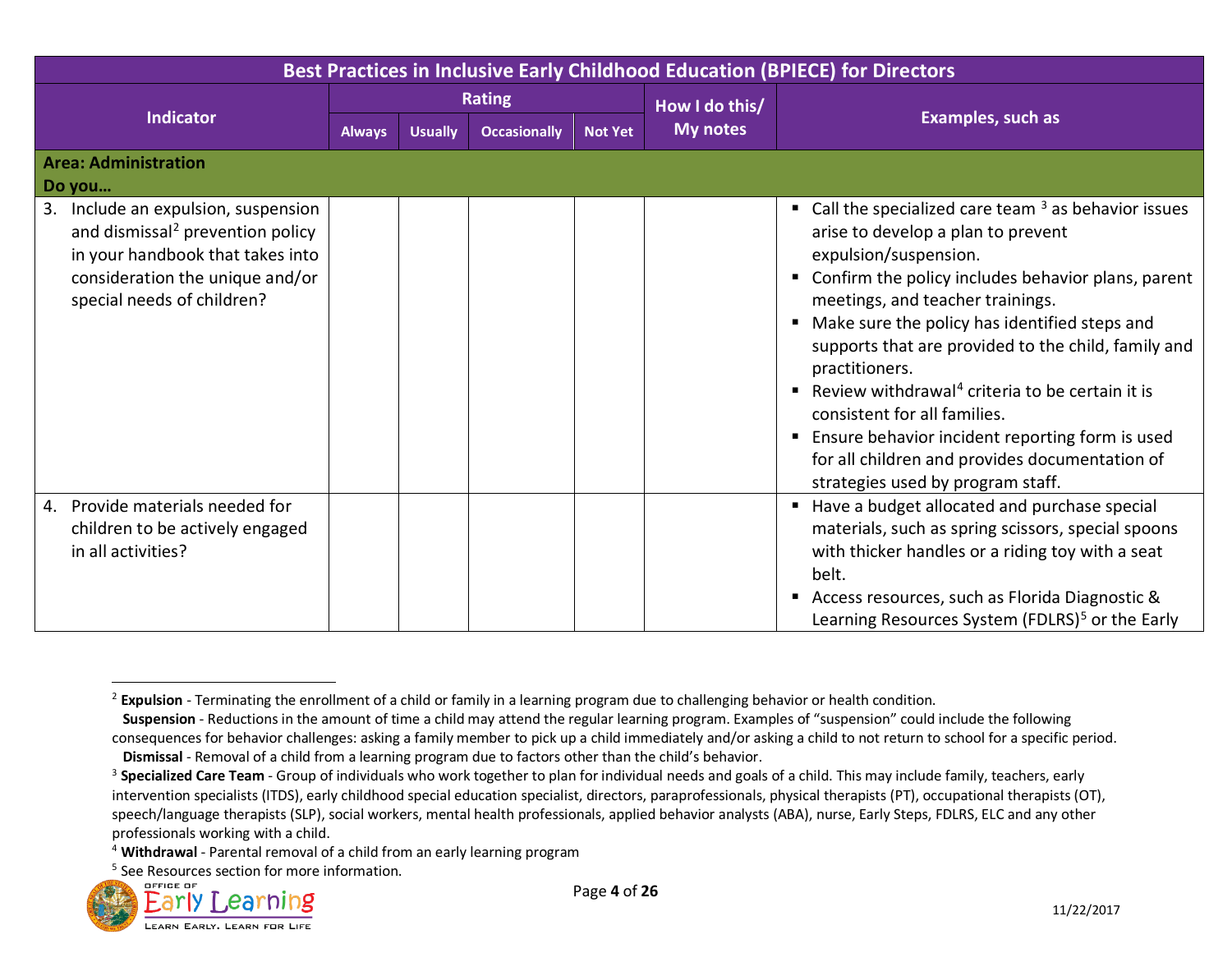| Best Practices in Inclusive Early Childhood Education (BPIECE) for Directors | | | | | | |
|---|---|---|---|---|---|---|
| **Indicator** | **Rating** | | | | **How I do this/ My notes** | **Examples, such as** |
| | **Always** | **Usually** | **Occasionally** | **Not Yet** | | |
| **Area: Administration** **Do you…** | | | | | | |
| 3. Include an expulsion, suspension and dismissal[2] prevention policy in your handbook that takes into consideration the unique and/or special needs of children? | | | | | | ▪ Call the specialized care team [3] as behavior issues arise to develop a plan to prevent expulsion/suspension. ▪ Confirm the policy includes behavior plans, parent meetings, and teacher trainings. ▪ Make sure the policy has identified steps and supports that are provided to the child, family and practitioners. ▪ Review withdrawal[4] criteria to be certain it is consistent for all families. ▪ Ensure behavior incident reporting form is used for all children and provides documentation of strategies used by program staff. |
| 4. Provide materials needed for children to be actively engaged in all activities? | | | | | | ▪ Have a budget allocated and purchase special materials, such as spring scissors, special spoons with thicker handles or a riding toy with a seat belt. ▪ Access resources, such as Florida Diagnostic & Learning Resources System (FDLRS)[5] or the Early |

[2] **Expulsion** - Terminating the enrollment of a child or family in a learning program due to challenging behavior or health condition.
**Suspension** - Reductions in the amount of time a child may attend the regular learning program. Examples of "suspension" could include the following consequences for behavior challenges: asking a family member to pick up a child immediately and/or asking a child to not return to school for a specific period.
**Dismissal** - Removal of a child from a learning program due to factors other than the child's behavior.

[3] **Specialized Care Team** - Group of individuals who work together to plan for individual needs and goals of a child. This may include family, teachers, early intervention specialists (ITDS), early childhood special education specialist, directors, paraprofessionals, physical therapists (PT), occupational therapists (OT), speech/language therapists (SLP), social workers, mental health professionals, applied behavior analysts (ABA), nurse, Early Steps, FDLRS, ELC and any other professionals working with a child.

[4] **Withdrawal** - Parental removal of a child from an early learning program

[5] See Resources section for more information.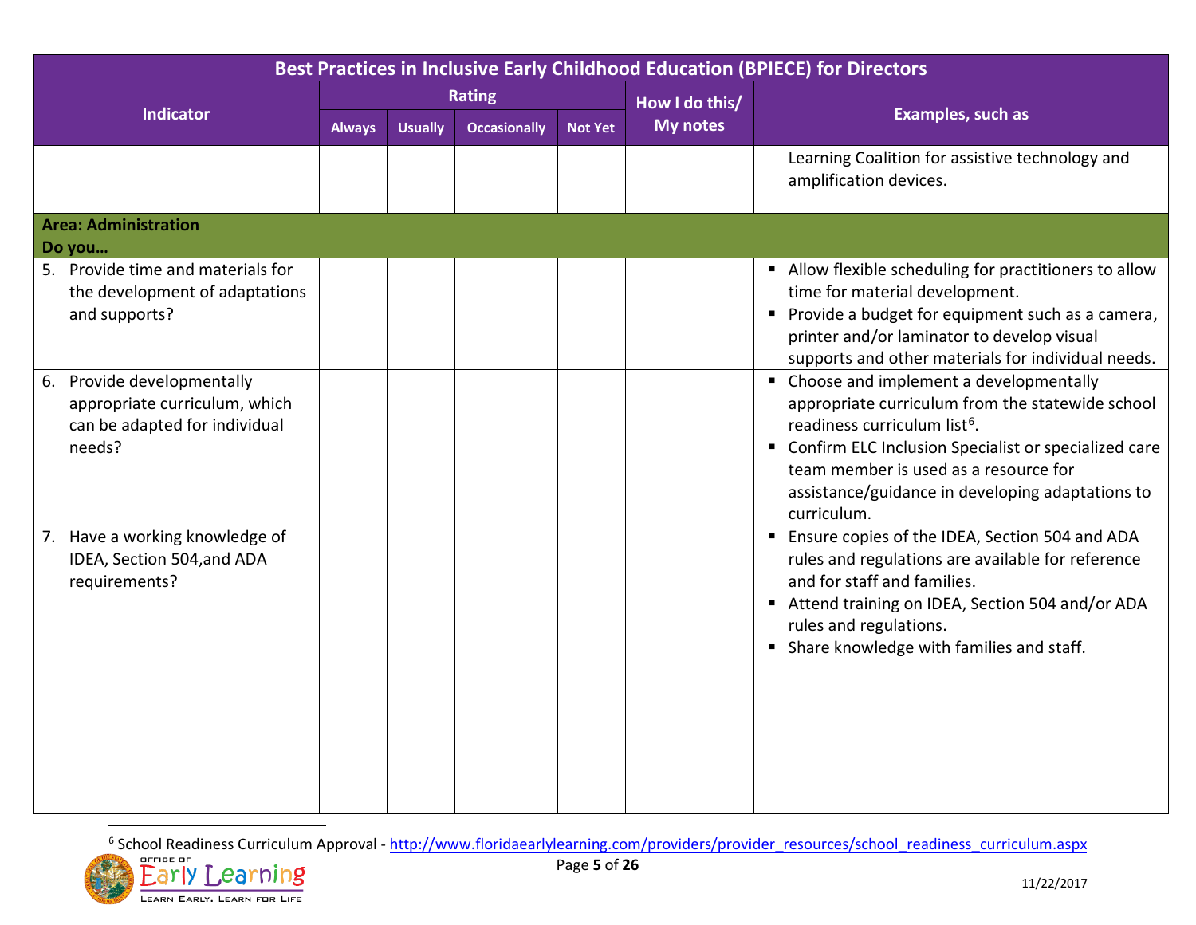| Best Practices in Inclusive Early Childhood Education (BPIECE) for Directors | | | | | | |
|---|---|---|---|---|---|---|
| Indicator | Rating | | | | How I do this/ My notes | Examples, such as |
| | Always | Usually | Occasionally | Not Yet | | |
| | | | | | | Learning Coalition for assistive technology and amplification devices. |
| **Area: Administration Do you…** | | | | | | |
| 5. Provide time and materials for the development of adaptations and supports? | | | | | | ▪ Allow flexible scheduling for practitioners to allow time for material development. ▪ Provide a budget for equipment such as a camera, printer and/or laminator to develop visual supports and other materials for individual needs. |
| 6. Provide developmentally appropriate curriculum, which can be adapted for individual needs? | | | | | | ▪ Choose and implement a developmentally appropriate curriculum from the statewide school readiness curriculum list[6]. ▪ Confirm ELC Inclusion Specialist or specialized care team member is used as a resource for assistance/guidance in developing adaptations to curriculum. |
| 7. Have a working knowledge of IDEA, Section 504,and ADA requirements? | | | | | | ▪ Ensure copies of the IDEA, Section 504 and ADA rules and regulations are available for reference and for staff and families. ▪ Attend training on IDEA, Section 504 and/or ADA rules and regulations. ▪ Share knowledge with families and staff. |

[6] School Readiness Curriculum Approval - http://www.floridaearlylearning.com/providers/provider_resources/school_readiness_curriculum.aspx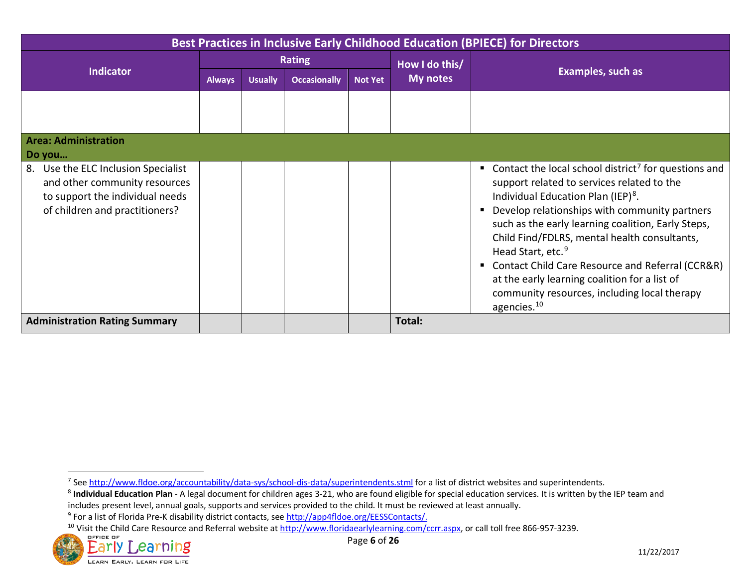| Best Practices in Inclusive Early Childhood Education (BPIECE) for Directors | | | | | | |
|---|---|---|---|---|---|---|
| Indicator | Rating | | | | How I do this/ My notes | Examples, such as |
| | Always | Usually | Occasionally | Not Yet | | |
| | | | | | | |
| **Area: Administration**<br>**Do you…** | | | | | | |
| 8. Use the ELC Inclusion Specialist and other community resources to support the individual needs of children and practitioners? | | | | | | ▪ Contact the local school district[7] for questions and support related to services related to the Individual Education Plan (IEP)[8].<br>▪ Develop relationships with community partners such as the early learning coalition, Early Steps, Child Find/FDLRS, mental health consultants, Head Start, etc.[9]<br>▪ Contact Child Care Resource and Referral (CCR&R) at the early learning coalition for a list of community resources, including local therapy agencies.[10] |
| **Administration Rating Summary** | | | | | **Total:** | |

[7] See http://www.fldoe.org/accountability/data-sys/school-dis-data/superintendents.stml for a list of district websites and superintendents.

[8] **Individual Education Plan** - A legal document for children ages 3-21, who are found eligible for special education services. It is written by the IEP team and includes present level, annual goals, supports and services provided to the child. It must be reviewed at least annually.

[9] For a list of Florida Pre-K disability district contacts, see http://app4fldoe.org/EESSContacts/.

[10] Visit the Child Care Resource and Referral website at http://www.floridaearlylearning.com/ccrr.aspx, or call toll free 866-957-3239.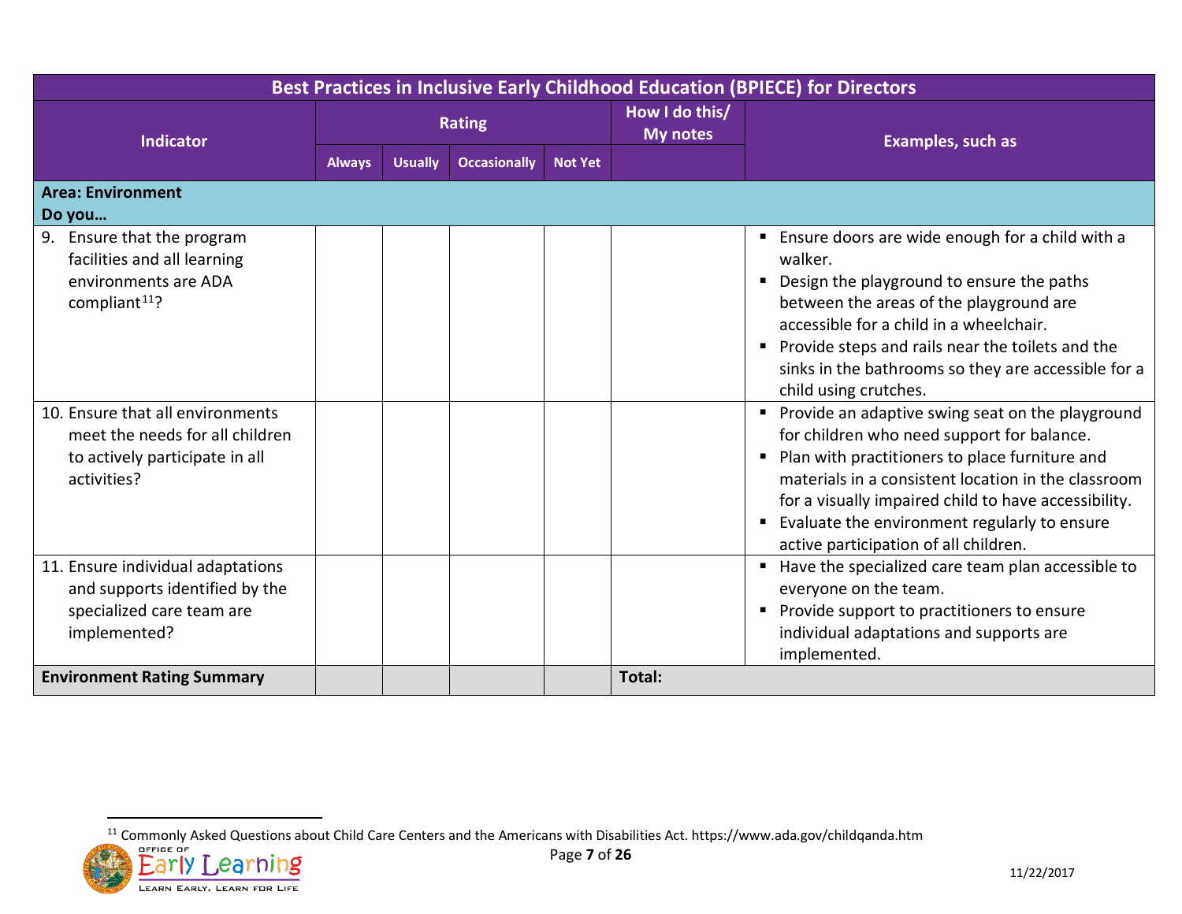| Best Practices in Inclusive Early Childhood Education (BPIECE) for Directors | | | | | | |
|---|---|---|---|---|---|---|
| Indicator | Rating | | | | How I do this/ My notes | Examples, such as |
| | Always | Usually | Occasionally | Not Yet | | |
| **Area: Environment**<br>**Do you…** | | | | | | |
| 9. Ensure that the program facilities and all learning environments are ADA compliant[11]? | | | | | | ▪ Ensure doors are wide enough for a child with a walker.<br>▪ Design the playground to ensure the paths between the areas of the playground are accessible for a child in a wheelchair.<br>▪ Provide steps and rails near the toilets and the sinks in the bathrooms so they are accessible for a child using crutches. |
| 10. Ensure that all environments meet the needs for all children to actively participate in all activities? | | | | | | ▪ Provide an adaptive swing seat on the playground for children who need support for balance.<br>▪ Plan with practitioners to place furniture and materials in a consistent location in the classroom for a visually impaired child to have accessibility.<br>▪ Evaluate the environment regularly to ensure active participation of all children. |
| 11. Ensure individual adaptations and supports identified by the specialized care team are implemented? | | | | | | ▪ Have the specialized care team plan accessible to everyone on the team.<br>▪ Provide support to practitioners to ensure individual adaptations and supports are implemented. |
| **Environment Rating Summary** | | | | | **Total:** | |

[11] Commonly Asked Questions about Child Care Centers and the Americans with Disabilities Act. https://www.ada.gov/childqanda.htm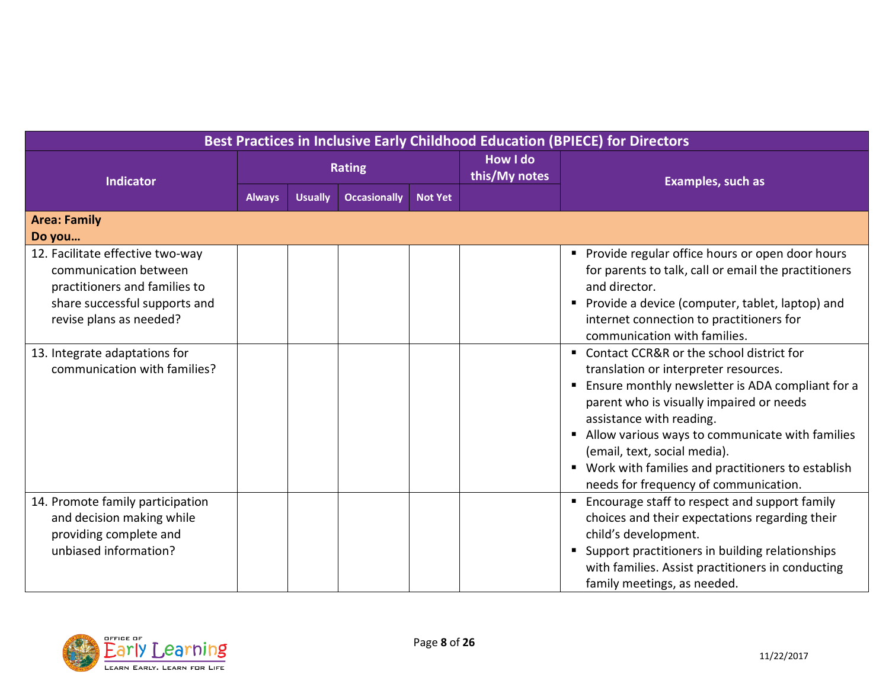| Best Practices in Inclusive Early Childhood Education (BPIECE) for Directors | | | | | | |
|---|---|---|---|---|---|---|
| Indicator | Rating | | | | How I do this/My notes | Examples, such as |
| | Always | Usually | Occasionally | Not Yet | | |
| **Area: Family**<br>**Do you…** | | | | | | |
| 12. Facilitate effective two-way communication between practitioners and families to share successful supports and revise plans as needed? | | | | | | ▪ Provide regular office hours or open door hours for parents to talk, call or email the practitioners and director.<br>▪ Provide a device (computer, tablet, laptop) and internet connection to practitioners for communication with families. |
| 13. Integrate adaptations for communication with families? | | | | | | ▪ Contact CCR&R or the school district for translation or interpreter resources.<br>▪ Ensure monthly newsletter is ADA compliant for a parent who is visually impaired or needs assistance with reading.<br>▪ Allow various ways to communicate with families (email, text, social media).<br>▪ Work with families and practitioners to establish needs for frequency of communication. |
| 14. Promote family participation and decision making while providing complete and unbiased information? | | | | | | ▪ Encourage staff to respect and support family choices and their expectations regarding their child's development.<br>▪ Support practitioners in building relationships with families. Assist practitioners in conducting family meetings, as needed. |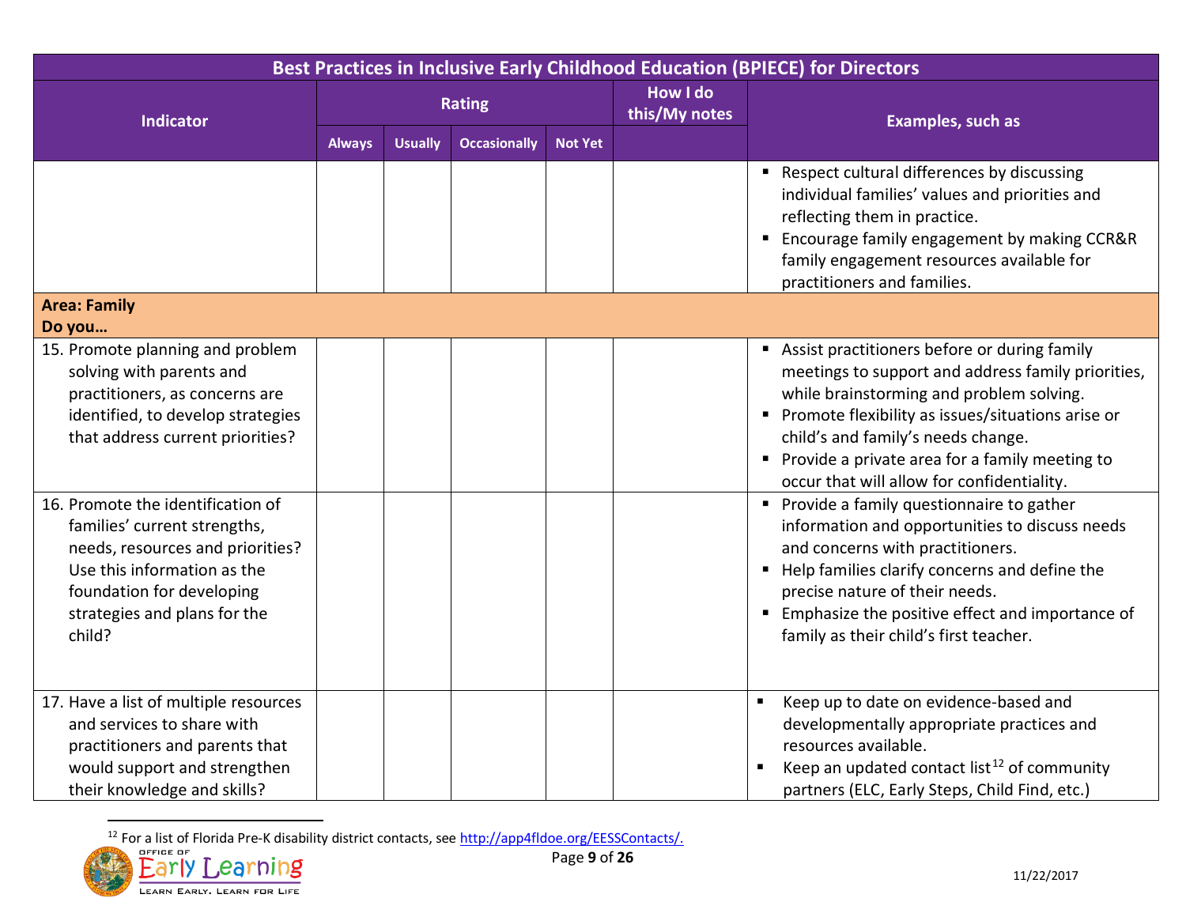| Best Practices in Inclusive Early Childhood Education (BPIECE) for Directors | | | | | | |
|---|---|---|---|---|---|---|
| Indicator | Rating | | | | How I do this/My notes | Examples, such as |
| | Always | Usually | Occasionally | Not Yet | | |
| | | | | | | ▪ Respect cultural differences by discussing individual families' values and priorities and reflecting them in practice.<br>▪ Encourage family engagement by making CCR&R family engagement resources available for practitioners and families. |
| **Area: Family**<br>**Do you…** | | | | | | |
| 15. Promote planning and problem solving with parents and practitioners, as concerns are identified, to develop strategies that address current priorities? | | | | | | ▪ Assist practitioners before or during family meetings to support and address family priorities, while brainstorming and problem solving.<br>▪ Promote flexibility as issues/situations arise or child's and family's needs change.<br>▪ Provide a private area for a family meeting to occur that will allow for confidentiality. |
| 16. Promote the identification of families' current strengths, needs, resources and priorities? Use this information as the foundation for developing strategies and plans for the child? | | | | | | ▪ Provide a family questionnaire to gather information and opportunities to discuss needs and concerns with practitioners.<br>▪ Help families clarify concerns and define the precise nature of their needs.<br>▪ Emphasize the positive effect and importance of family as their child's first teacher. |
| 17. Have a list of multiple resources and services to share with practitioners and parents that would support and strengthen their knowledge and skills? | | | | | | ▪ Keep up to date on evidence-based and developmentally appropriate practices and resources available.<br>▪ Keep an updated contact list[12] of community partners (ELC, Early Steps, Child Find, etc.) |

[12] For a list of Florida Pre-K disability district contacts, see http://app4fldoe.org/EESSContacts/.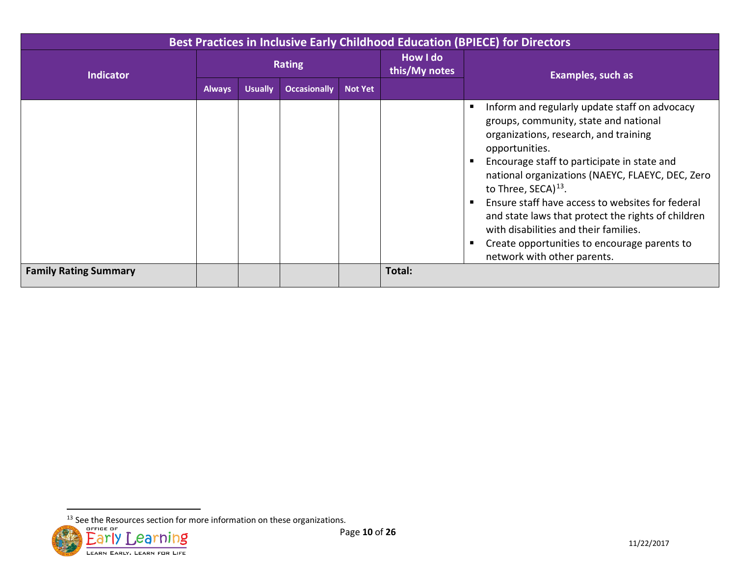| Best Practices in Inclusive Early Childhood Education (BPIECE) for Directors | | | | | | |
|---|---|---|---|---|---|---|
| Indicator | Rating | | | | How I do this/My notes | Examples, such as |
| | Always | Usually | Occasionally | Not Yet | | |
| | | | | | | ▪ Inform and regularly update staff on advocacy groups, community, state and national organizations, research, and training opportunities.<br>▪ Encourage staff to participate in state and national organizations (NAEYC, FLAEYC, DEC, Zero to Three, SECA)[13].<br>▪ Ensure staff have access to websites for federal and state laws that protect the rights of children with disabilities and their families.<br>▪ Create opportunities to encourage parents to network with other parents. |
| **Family Rating Summary** | | | | | **Total:** | |

[13] See the Resources section for more information on these organizations.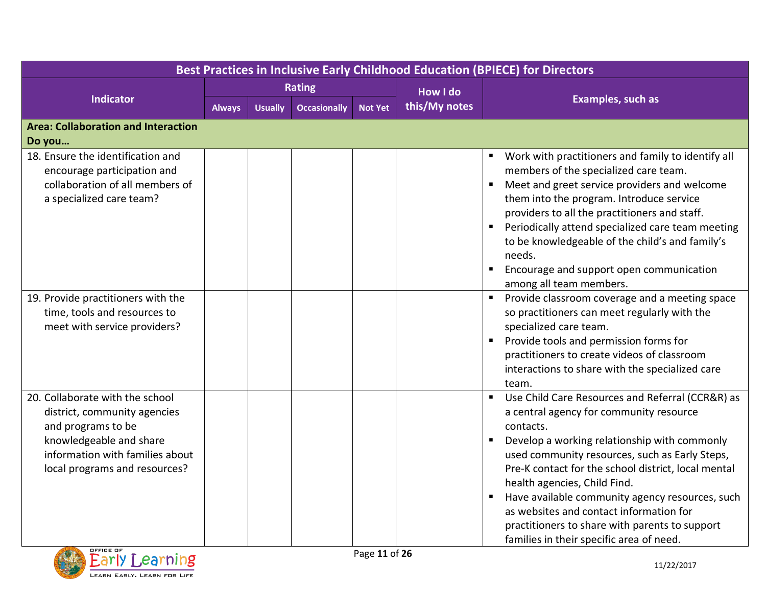| Best Practices in Inclusive Early Childhood Education (BPIECE) for Directors | | | | | | |
|---|---|---|---|---|---|---|
| Indicator | Rating | | | | How I do this/My notes | Examples, such as |
| | Always | Usually | Occasionally | Not Yet | | |
| **Area: Collaboration and Interaction**<br>**Do you…** | | | | | | |
| 18. Ensure the identification and encourage participation and collaboration of all members of a specialized care team? | | | | | | ▪ Work with practitioners and family to identify all members of the specialized care team.<br>▪ Meet and greet service providers and welcome them into the program. Introduce service providers to all the practitioners and staff.<br>▪ Periodically attend specialized care team meeting to be knowledgeable of the child's and family's needs.<br>▪ Encourage and support open communication among all team members. |
| 19. Provide practitioners with the time, tools and resources to meet with service providers? | | | | | | ▪ Provide classroom coverage and a meeting space so practitioners can meet regularly with the specialized care team.<br>▪ Provide tools and permission forms for practitioners to create videos of classroom interactions to share with the specialized care team. |
| 20. Collaborate with the school district, community agencies and programs to be knowledgeable and share information with families about local programs and resources? | | | | | | ▪ Use Child Care Resources and Referral (CCR&R) as a central agency for community resource contacts.<br>▪ Develop a working relationship with commonly used community resources, such as Early Steps, Pre-K contact for the school district, local mental health agencies, Child Find.<br>▪ Have available community agency resources, such as websites and contact information for practitioners to share with parents to support families in their specific area of need. |

11/22/2017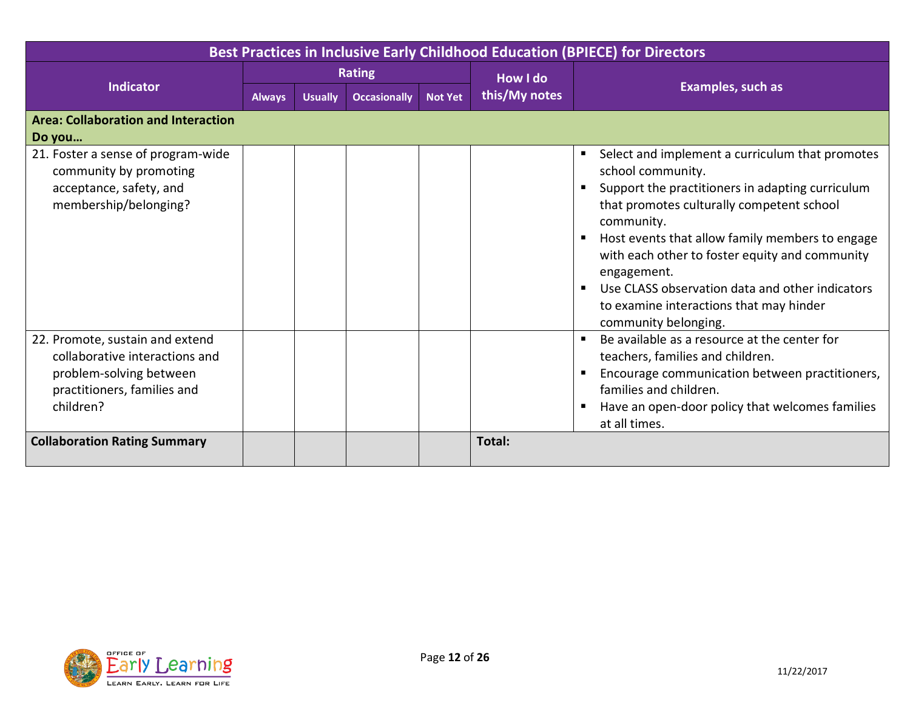| Best Practices in Inclusive Early Childhood Education (BPIECE) for Directors | | | | | | |
|---|---|---|---|---|---|---|
| **Indicator** | **Rating** | | | | **How I do this/My notes** | **Examples, such as** |
| | **Always** | **Usually** | **Occasionally** | **Not Yet** | | |
| **Area: Collaboration and Interaction Do you…** | | | | | | |
| 21. Foster a sense of program-wide community by promoting acceptance, safety, and membership/belonging? | | | | | | ▪ Select and implement a curriculum that promotes school community.<br>▪ Support the practitioners in adapting curriculum that promotes culturally competent school community.<br>▪ Host events that allow family members to engage with each other to foster equity and community engagement.<br>▪ Use CLASS observation data and other indicators to examine interactions that may hinder community belonging. |
| 22. Promote, sustain and extend collaborative interactions and problem-solving between practitioners, families and children? | | | | | | ▪ Be available as a resource at the center for teachers, families and children.<br>▪ Encourage communication between practitioners, families and children.<br>▪ Have an open-door policy that welcomes families at all times. |
| **Collaboration Rating Summary** | | | | | **Total:** | |

11/22/2017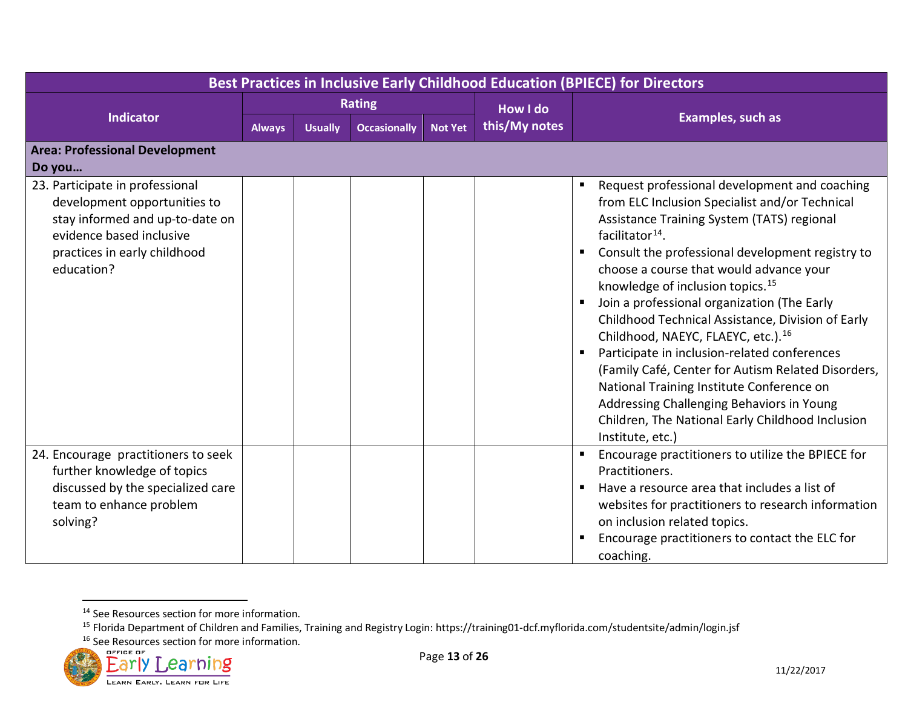| Best Practices in Inclusive Early Childhood Education (BPIECE) for Directors | | | | | | |
|---|---|---|---|---|---|---|
| Indicator | Rating | | | | How I do this/My notes | Examples, such as |
| | Always | Usually | Occasionally | Not Yet | | |
| **Area: Professional Development**<br>**Do you…** | | | | | | |
| 23. Participate in professional development opportunities to stay informed and up-to-date on evidence based inclusive practices in early childhood education? | | | | | | ▪ Request professional development and coaching from ELC Inclusion Specialist and/or Technical Assistance Training System (TATS) regional facilitator[14].<br>▪ Consult the professional development registry to choose a course that would advance your knowledge of inclusion topics.[15]<br>▪ Join a professional organization (The Early Childhood Technical Assistance, Division of Early Childhood, NAEYC, FLAEYC, etc.).[16]<br>▪ Participate in inclusion-related conferences (Family Café, Center for Autism Related Disorders, National Training Institute Conference on Addressing Challenging Behaviors in Young Children, The National Early Childhood Inclusion Institute, etc.) |
| 24. Encourage practitioners to seek further knowledge of topics discussed by the specialized care team to enhance problem solving? | | | | | | ▪ Encourage practitioners to utilize the BPIECE for Practitioners.<br>▪ Have a resource area that includes a list of websites for practitioners to research information on inclusion related topics.<br>▪ Encourage practitioners to contact the ELC for coaching. |

[14] See Resources section for more information.

[15] Florida Department of Children and Families, Training and Registry Login: https://training01-dcf.myflorida.com/studentsite/admin/login.jsf

[16] See Resources section for more information.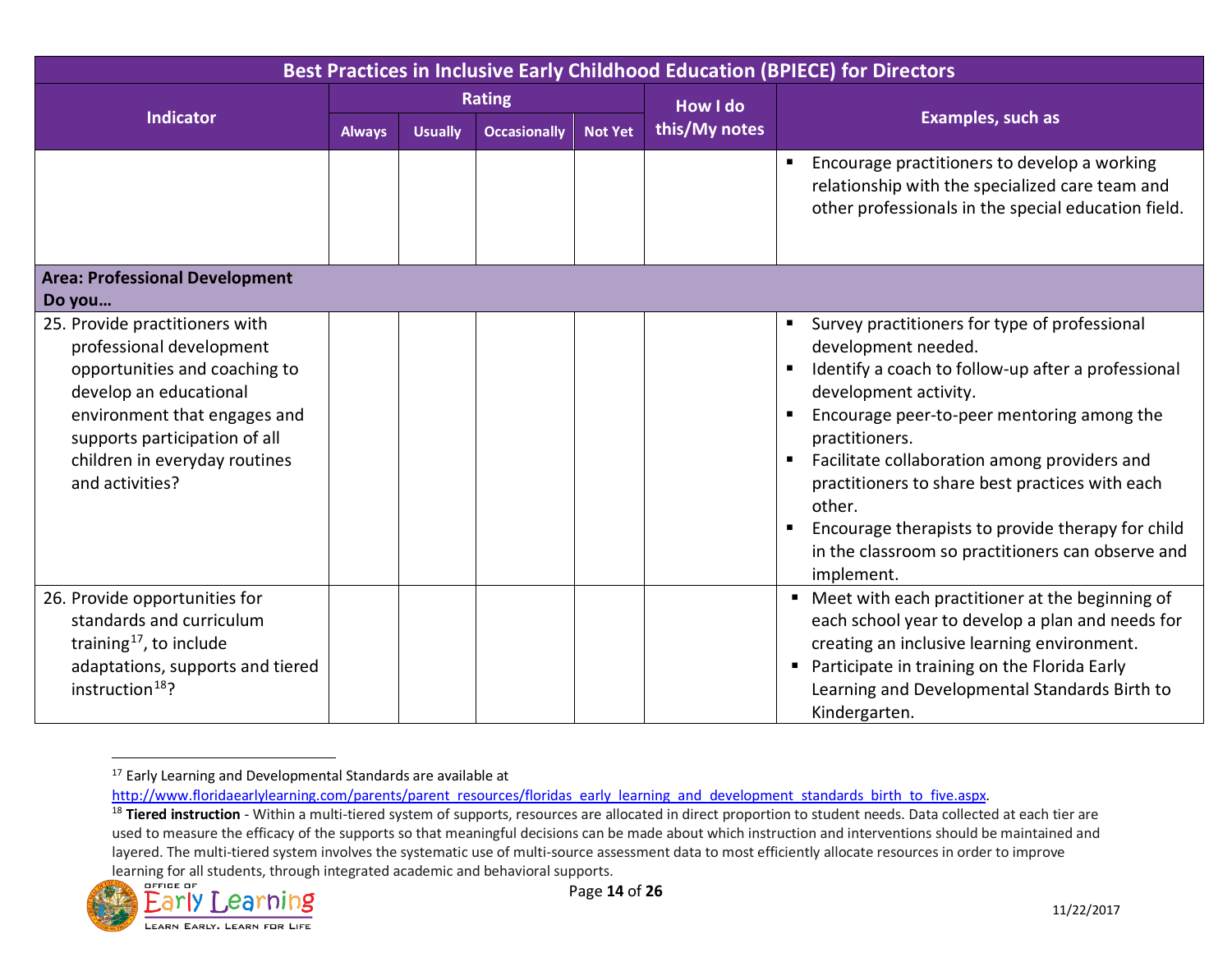| Best Practices in Inclusive Early Childhood Education (BPIECE) for Directors | | | | | | |
|---|---|---|---|---|---|---|
| Indicator | Rating | | | | How I do this/My notes | Examples, such as |
| | Always | Usually | Occasionally | Not Yet | | |
| | | | | | | ▪ Encourage practitioners to develop a working relationship with the specialized care team and other professionals in the special education field. |
| **Area: Professional Development**<br>**Do you…** | | | | | | |
| 25. Provide practitioners with professional development opportunities and coaching to develop an educational environment that engages and supports participation of all children in everyday routines and activities? | | | | | | ▪ Survey practitioners for type of professional development needed.<br>▪ Identify a coach to follow-up after a professional development activity.<br>▪ Encourage peer-to-peer mentoring among the practitioners.<br>▪ Facilitate collaboration among providers and practitioners to share best practices with each other.<br>▪ Encourage therapists to provide therapy for child in the classroom so practitioners can observe and implement. |
| 26. Provide opportunities for standards and curriculum training[17], to include adaptations, supports and tiered instruction[18]? | | | | | | ▪ Meet with each practitioner at the beginning of each school year to develop a plan and needs for creating an inclusive learning environment.<br>▪ Participate in training on the Florida Early Learning and Developmental Standards Birth to Kindergarten. |

[17] Early Learning and Developmental Standards are available at http://www.floridaearlylearning.com/parents/parent_resources/floridas_early_learning_and_development_standards_birth_to_five.aspx.

[18] **Tiered instruction** - Within a multi-tiered system of supports, resources are allocated in direct proportion to student needs. Data collected at each tier are used to measure the efficacy of the supports so that meaningful decisions can be made about which instruction and interventions should be maintained and layered. The multi-tiered system involves the systematic use of multi-source assessment data to most efficiently allocate resources in order to improve learning for all students, through integrated academic and behavioral supports.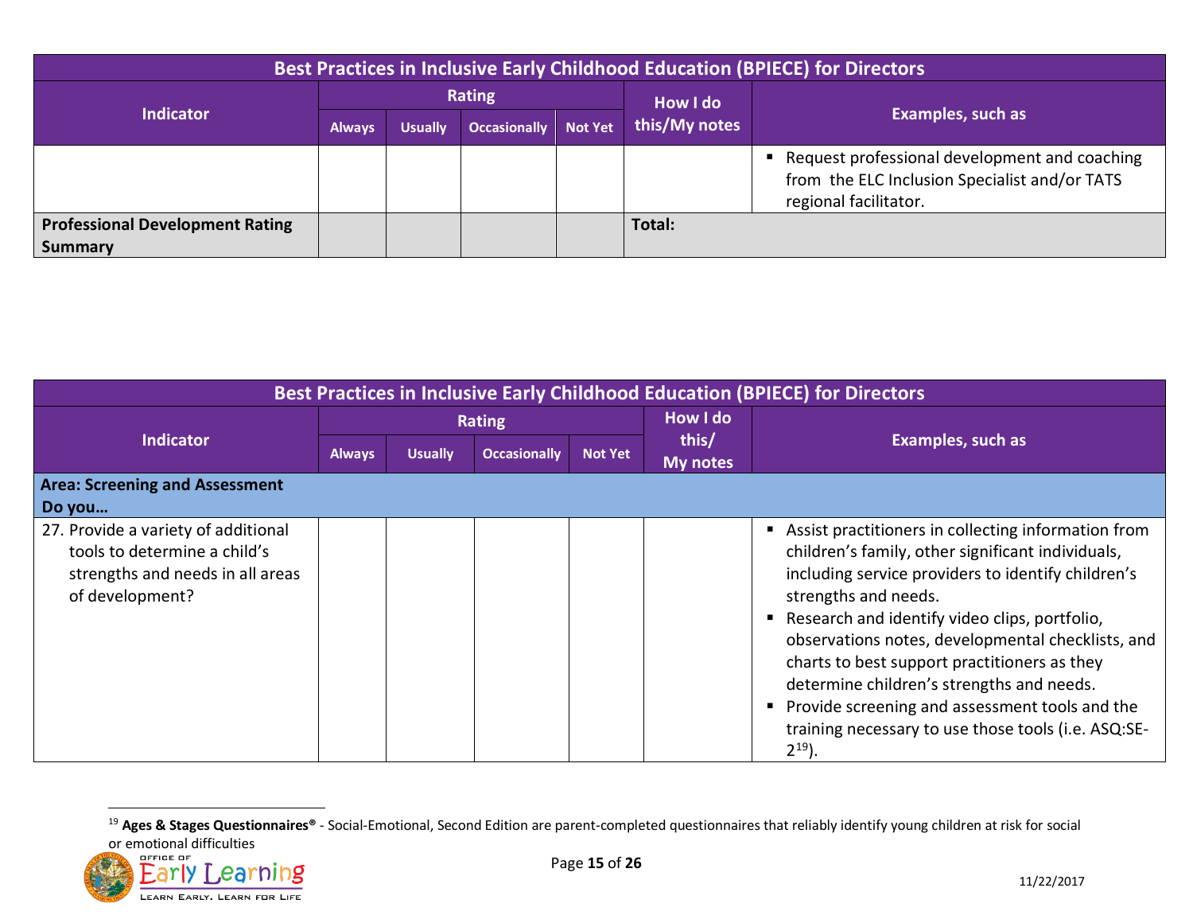| Best Practices in Inclusive Early Childhood Education (BPIECE) for Directors | | | | | | |
|---|---|---|---|---|---|---|
| Indicator | Rating | | | | How I do this/My notes | Examples, such as |
| | Always | Usually | Occasionally | Not Yet | | |
| | | | | | | ▪ Request professional development and coaching from the ELC Inclusion Specialist and/or TATS regional facilitator. |
| **Professional Development Rating Summary** | | | | | **Total:** | |

| Best Practices in Inclusive Early Childhood Education (BPIECE) for Directors | | | | | | |
|---|---|---|---|---|---|---|
| Indicator | Rating | | | | How I do this/ My notes | Examples, such as |
| | Always | Usually | Occasionally | Not Yet | | |
| **Area: Screening and Assessment Do you…** | | | | | | |
| 27. Provide a variety of additional tools to determine a child's strengths and needs in all areas of development? | | | | | | ▪ Assist practitioners in collecting information from children's family, other significant individuals, including service providers to identify children's strengths and needs. ▪ Research and identify video clips, portfolio, observations notes, developmental checklists, and charts to best support practitioners as they determine children's strengths and needs. ▪ Provide screening and assessment tools and the training necessary to use those tools (i.e. ASQ:SE-2[19]). |

[19] **Ages & Stages Questionnaires®** - Social-Emotional, Second Edition are parent-completed questionnaires that reliably identify young children at risk for social or emotional difficulties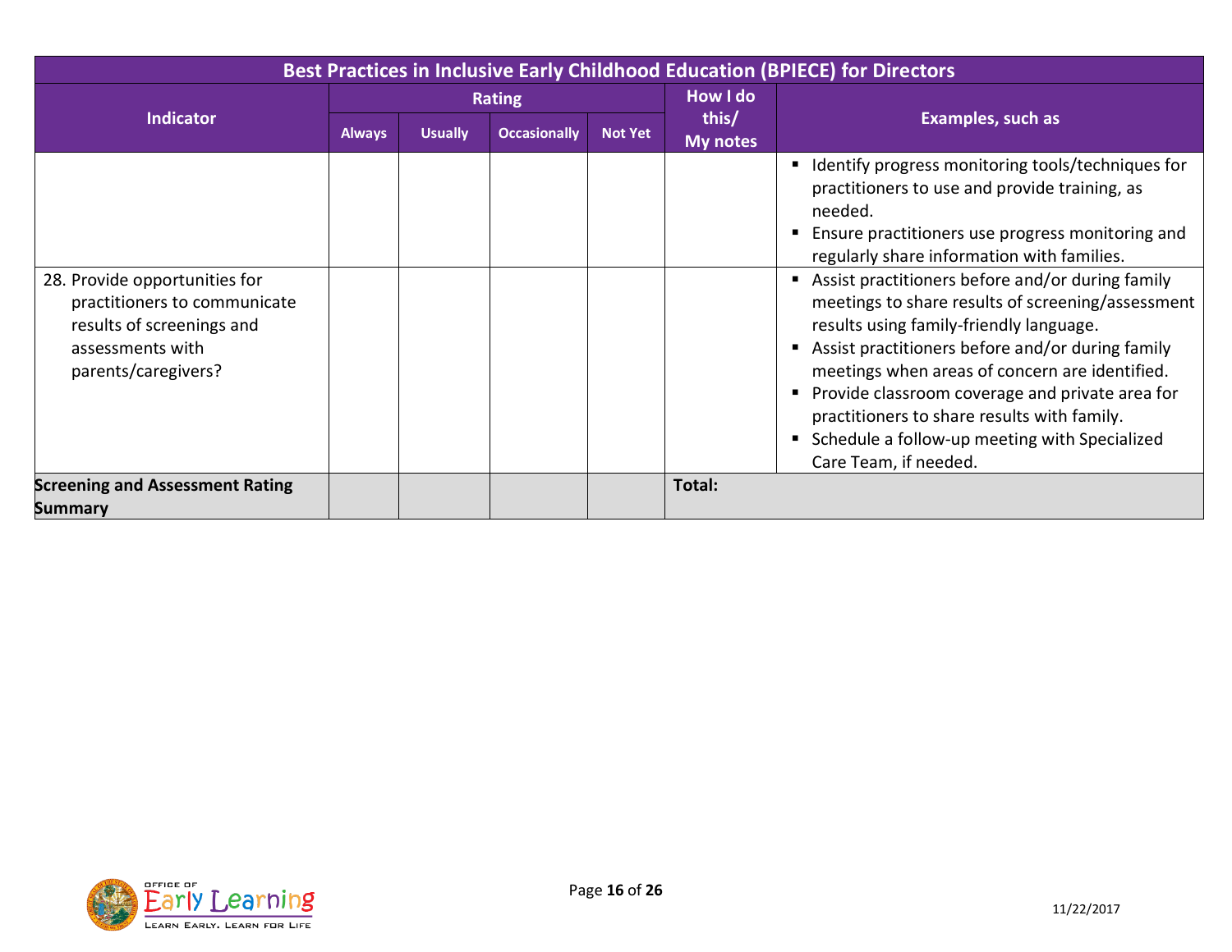| Best Practices in Inclusive Early Childhood Education (BPIECE) for Directors | | | | | | |
|---|---|---|---|---|---|---|
| Indicator | Rating | | | | How I do this/ My notes | Examples, such as |
| | Always | Usually | Occasionally | Not Yet | | |
| | | | | | | ▪ Identify progress monitoring tools/techniques for practitioners to use and provide training, as needed.<br>▪ Ensure practitioners use progress monitoring and regularly share information with families. |
| 28. Provide opportunities for practitioners to communicate results of screenings and assessments with parents/caregivers? | | | | | | ▪ Assist practitioners before and/or during family meetings to share results of screening/assessment results using family-friendly language.<br>▪ Assist practitioners before and/or during family meetings when areas of concern are identified.<br>▪ Provide classroom coverage and private area for practitioners to share results with family.<br>▪ Schedule a follow-up meeting with Specialized Care Team, if needed. |
| **Screening and Assessment Rating Summary** | | | | | **Total:** | |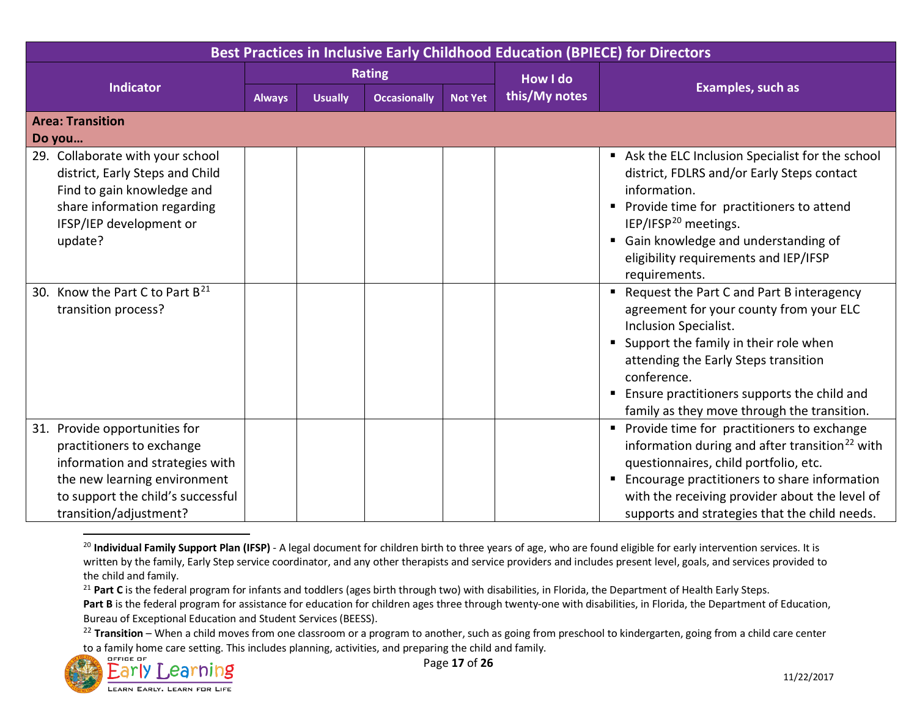| Indicator | Rating | | | | How I do this/My notes | Examples, such as |
|---|---|---|---|---|---|---|
| | Always | Usually | Occasionally | Not Yet | | |
| **Area: Transition** **Do you…** | | | | | | |
| 29. Collaborate with your school district, Early Steps and Child Find to gain knowledge and share information regarding IFSP/IEP development or update? | | | | | | ▪ Ask the ELC Inclusion Specialist for the school district, FDLRS and/or Early Steps contact information. ▪ Provide time for practitioners to attend IEP/IFSP[20] meetings. ▪ Gain knowledge and understanding of eligibility requirements and IEP/IFSP requirements. |
| 30. Know the Part C to Part B[21] transition process? | | | | | | ▪ Request the Part C and Part B interagency agreement for your county from your ELC Inclusion Specialist. ▪ Support the family in their role when attending the Early Steps transition conference. ▪ Ensure practitioners supports the child and family as they move through the transition. |
| 31. Provide opportunities for practitioners to exchange information and strategies with the new learning environment to support the child's successful transition/adjustment? | | | | | | ▪ Provide time for practitioners to exchange information during and after transition[22] with questionnaires, child portfolio, etc. ▪ Encourage practitioners to share information with the receiving provider about the level of supports and strategies that the child needs. |

[20] **Individual Family Support Plan (IFSP)** - A legal document for children birth to three years of age, who are found eligible for early intervention services. It is written by the family, Early Step service coordinator, and any other therapists and service providers and includes present level, goals, and services provided to the child and family.

[21] **Part C** is the federal program for infants and toddlers (ages birth through two) with disabilities, in Florida, the Department of Health Early Steps.
**Part B** is the federal program for assistance for education for children ages three through twenty-one with disabilities, in Florida, the Department of Education, Bureau of Exceptional Education and Student Services (BEESS).

[22] **Transition** – When a child moves from one classroom or a program to another, such as going from preschool to kindergarten, going from a child care center to a family home care setting. This includes planning, activities, and preparing the child and family.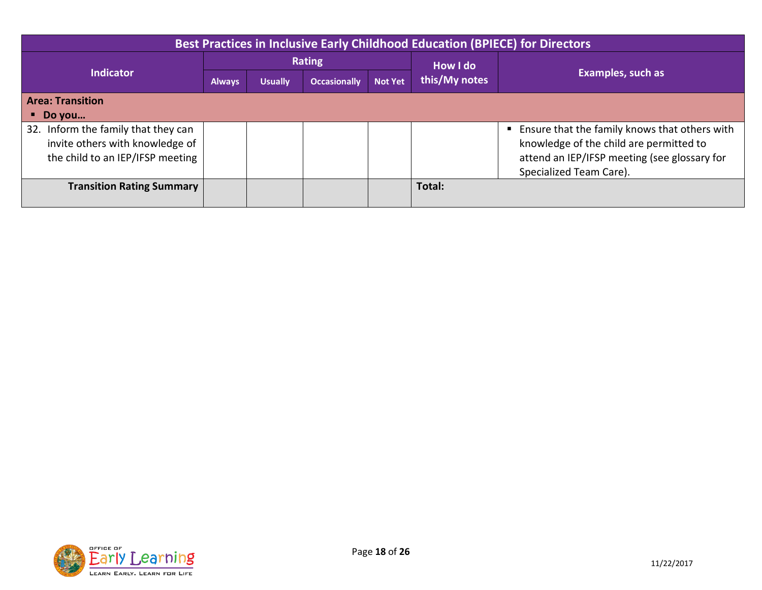| Best Practices in Inclusive Early Childhood Education (BPIECE) for Directors | | | | | | |
|---|---|---|---|---|---|---|
| Indicator | Rating | | | | How I do this/My notes | Examples, such as |
| | Always | Usually | Occasionally | Not Yet | | |
| **Area: Transition**<br>▪ **Do you…** | | | | | | |
| 32. Inform the family that they can invite others with knowledge of the child to an IEP/IFSP meeting | | | | | | ▪ Ensure that the family knows that others with knowledge of the child are permitted to attend an IEP/IFSP meeting (see glossary for Specialized Team Care). |
| **Transition Rating Summary** | | | | | **Total:** | |

11/22/2017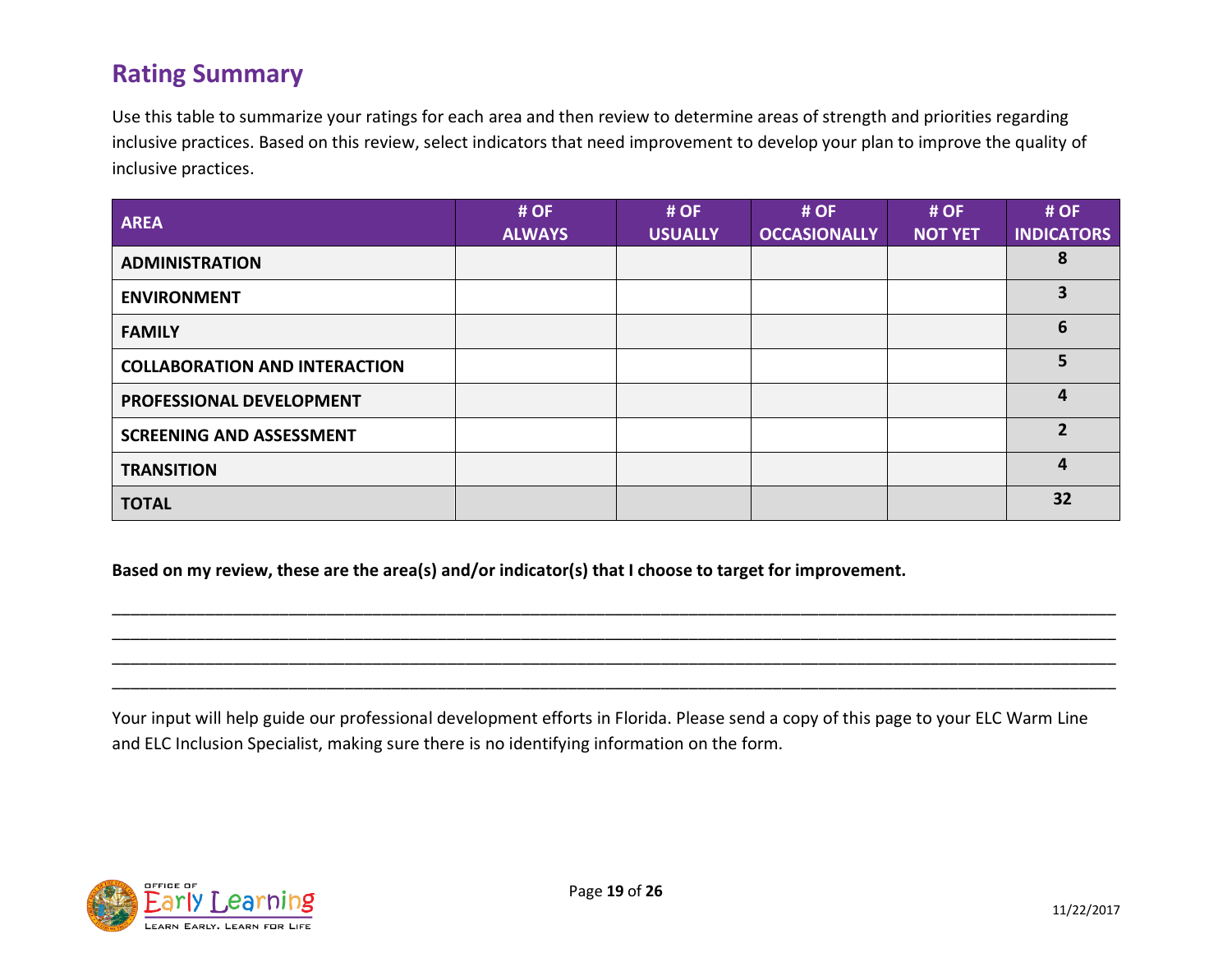## Rating Summary

Use this table to summarize your ratings for each area and then review to determine areas of strength and priorities regarding inclusive practices. Based on this review, select indicators that need improvement to develop your plan to improve the quality of inclusive practices.

| AREA | # OF ALWAYS | # OF USUALLY | # OF OCCASIONALLY | # OF NOT YET | # OF INDICATORS |
|---|---|---|---|---|---|
| ADMINISTRATION | | | | | 8 |
| ENVIRONMENT | | | | | 3 |
| FAMILY | | | | | 6 |
| COLLABORATION AND INTERACTION | | | | | 5 |
| PROFESSIONAL DEVELOPMENT | | | | | 4 |
| SCREENING AND ASSESSMENT | | | | | 2 |
| TRANSITION | | | | | 4 |
| TOTAL | | | | | 32 |

**Based on my review, these are the area(s) and/or indicator(s) that I choose to target for improvement.**

____________________________________________________________________________________________________________

____________________________________________________________________________________________________________

____________________________________________________________________________________________________________

____________________________________________________________________________________________________________

Your input will help guide our professional development efforts in Florida. Please send a copy of this page to your ELC Warm Line and ELC Inclusion Specialist, making sure there is no identifying information on the form.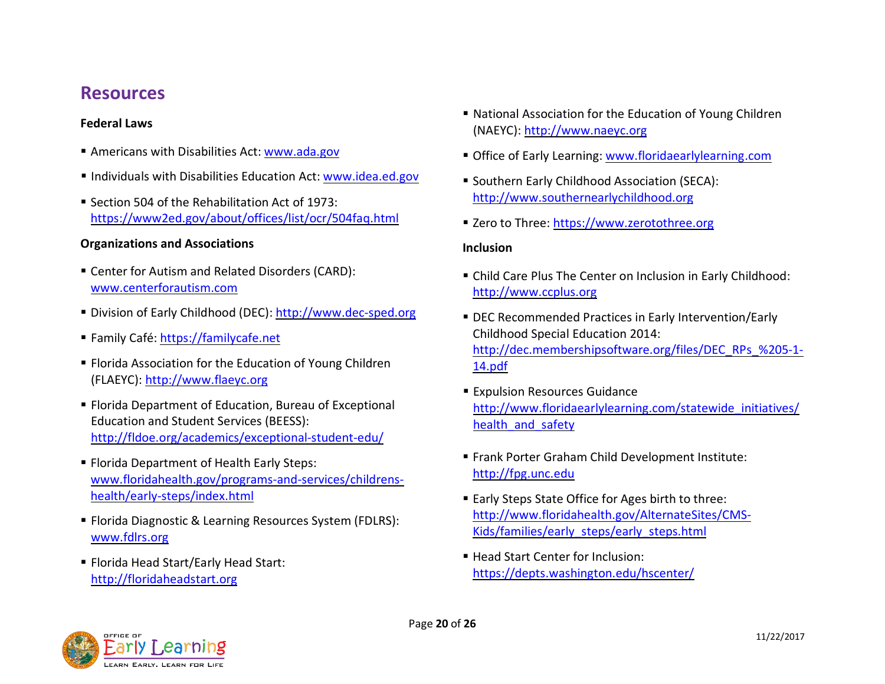## Resources

**Federal Laws**

- Americans with Disabilities Act: www.ada.gov
- Individuals with Disabilities Education Act: www.idea.ed.gov
- Section 504 of the Rehabilitation Act of 1973: https://www2ed.gov/about/offices/list/ocr/504faq.html

**Organizations and Associations**

- Center for Autism and Related Disorders (CARD): www.centerforautism.com
- Division of Early Childhood (DEC): http://www.dec-sped.org
- Family Café: https://familycafe.net
- Florida Association for the Education of Young Children (FLAEYC): http://www.flaeyc.org
- Florida Department of Education, Bureau of Exceptional Education and Student Services (BEESS): http://fldoe.org/academics/exceptional-student-edu/
- Florida Department of Health Early Steps: www.floridahealth.gov/programs-and-services/childrens-health/early-steps/index.html
- Florida Diagnostic & Learning Resources System (FDLRS): www.fdlrs.org
- Florida Head Start/Early Head Start: http://floridaheadstart.org
- National Association for the Education of Young Children (NAEYC): http://www.naeyc.org
- Office of Early Learning: www.floridaearlylearning.com
- Southern Early Childhood Association (SECA): http://www.southernearlychildhood.org
- Zero to Three: https://www.zerotothree.org

**Inclusion**

- Child Care Plus The Center on Inclusion in Early Childhood: http://www.ccplus.org
- DEC Recommended Practices in Early Intervention/Early Childhood Special Education 2014: http://dec.membershipsoftware.org/files/DEC_RPs_%205-1-14.pdf
- Expulsion Resources Guidance http://www.floridaearlylearning.com/statewide_initiatives/health_and_safety
- Frank Porter Graham Child Development Institute: http://fpg.unc.edu
- Early Steps State Office for Ages birth to three: http://www.floridahealth.gov/AlternateSites/CMS-Kids/families/early_steps/early_steps.html
- Head Start Center for Inclusion: https://depts.washington.edu/hscenter/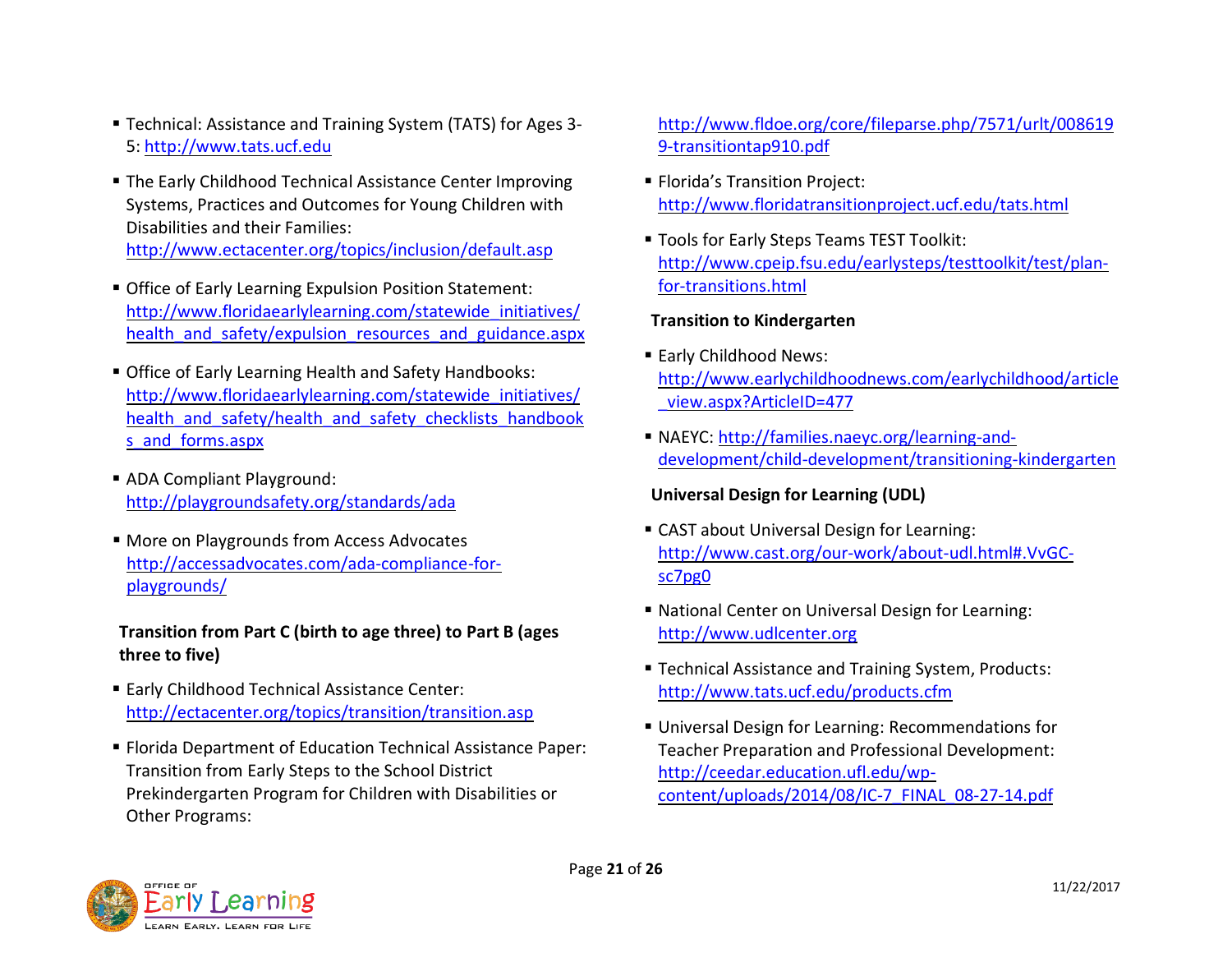- Technical: Assistance and Training System (TATS) for Ages 3-5: http://www.tats.ucf.edu
- The Early Childhood Technical Assistance Center Improving Systems, Practices and Outcomes for Young Children with Disabilities and their Families: http://www.ectacenter.org/topics/inclusion/default.asp
- Office of Early Learning Expulsion Position Statement: http://www.floridaearlylearning.com/statewide_initiatives/health_and_safety/expulsion_resources_and_guidance.aspx
- Office of Early Learning Health and Safety Handbooks: http://www.floridaearlylearning.com/statewide_initiatives/health_and_safety/health_and_safety_checklists_handbooks_and_forms.aspx
- ADA Compliant Playground: http://playgroundsafety.org/standards/ada
- More on Playgrounds from Access Advocates http://accessadvocates.com/ada-compliance-for-playgrounds/

**Transition from Part C (birth to age three) to Part B (ages three to five)**

- Early Childhood Technical Assistance Center: http://ectacenter.org/topics/transition/transition.asp
- Florida Department of Education Technical Assistance Paper: Transition from Early Steps to the School District Prekindergarten Program for Children with Disabilities or Other Programs: http://www.fldoe.org/core/fileparse.php/7571/urlt/0086199-transitiontap910.pdf
- Florida's Transition Project: http://www.floridatransitionproject.ucf.edu/tats.html
- Tools for Early Steps Teams TEST Toolkit: http://www.cpeip.fsu.edu/earlysteps/testtoolkit/test/plan-for-transitions.html

**Transition to Kindergarten**

- Early Childhood News: http://www.earlychildhoodnews.com/earlychildhood/article_view.aspx?ArticleID=477
- NAEYC: http://families.naeyc.org/learning-and-development/child-development/transitioning-kindergarten

**Universal Design for Learning (UDL)**

- CAST about Universal Design for Learning: http://www.cast.org/our-work/about-udl.html#.VvGC-sc7pg0
- National Center on Universal Design for Learning: http://www.udlcenter.org
- Technical Assistance and Training System, Products: http://www.tats.ucf.edu/products.cfm
- Universal Design for Learning: Recommendations for Teacher Preparation and Professional Development: http://ceedar.education.ufl.edu/wp-content/uploads/2014/08/IC-7_FINAL_08-27-14.pdf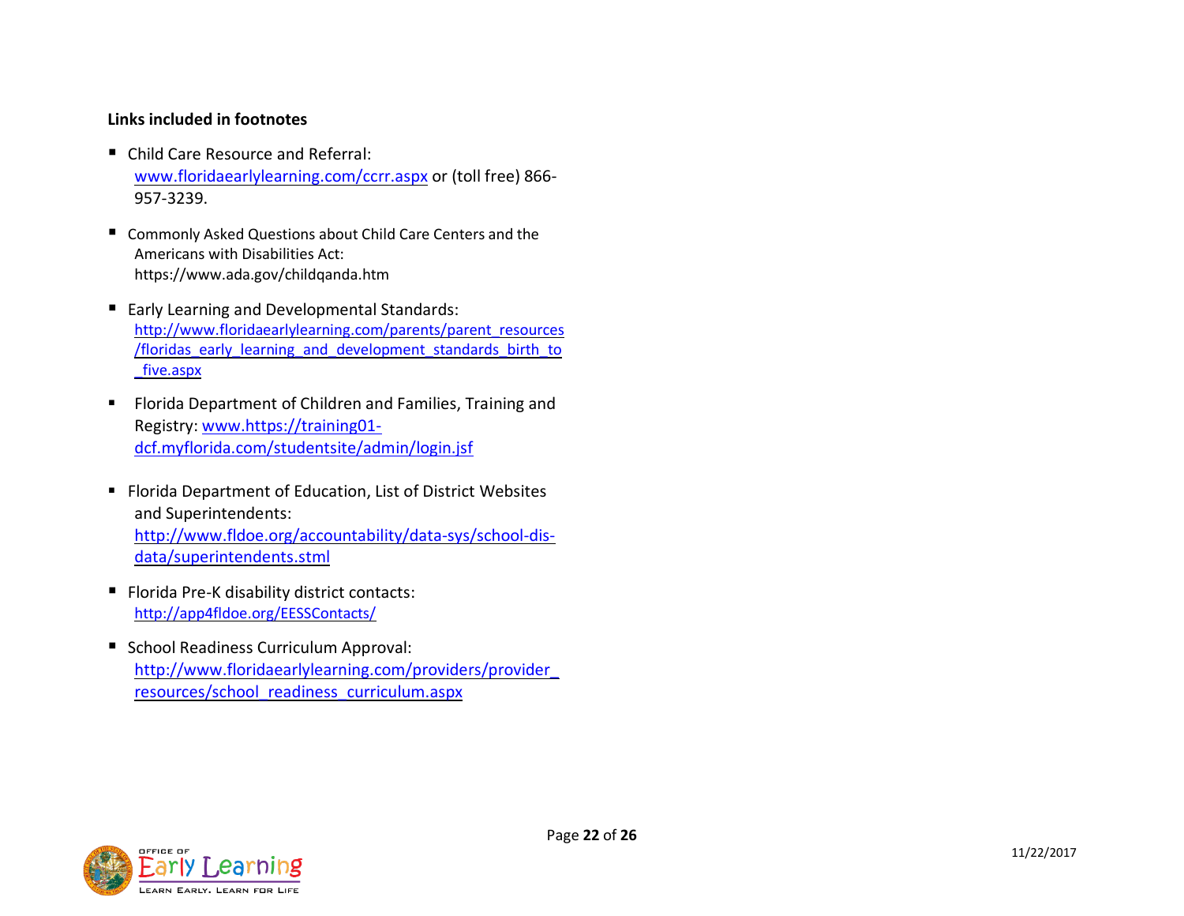**Links included in footnotes**

- Child Care Resource and Referral: www.floridaearlylearning.com/ccrr.aspx or (toll free) 866-957-3239.

- Commonly Asked Questions about Child Care Centers and the Americans with Disabilities Act: https://www.ada.gov/childqanda.htm

- Early Learning and Developmental Standards: http://www.floridaearlylearning.com/parents/parent_resources/floridas_early_learning_and_development_standards_birth_to_five.aspx

- Florida Department of Children and Families, Training and Registry: www.https://training01-dcf.myflorida.com/studentsite/admin/login.jsf

- Florida Department of Education, List of District Websites and Superintendents: http://www.fldoe.org/accountability/data-sys/school-dis-data/superintendents.stml

- Florida Pre-K disability district contacts: http://app4fldoe.org/EESSContacts/

- School Readiness Curriculum Approval: http://www.floridaearlylearning.com/providers/provider_resources/school_readiness_curriculum.aspx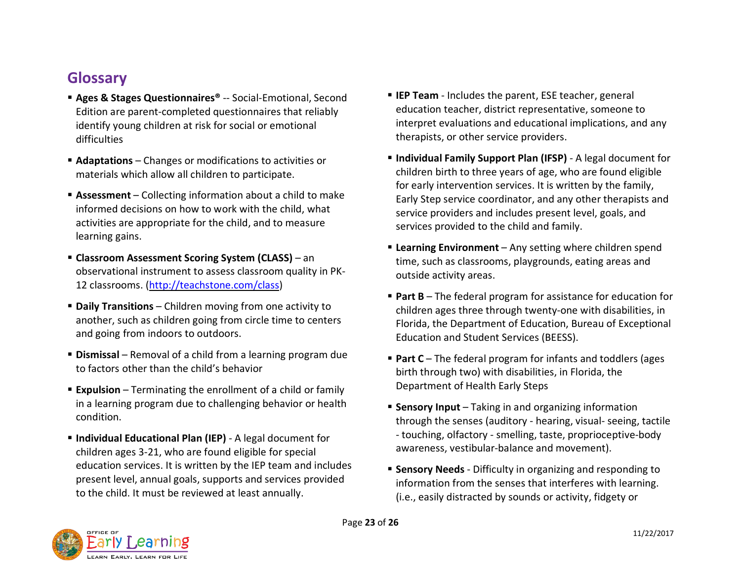## Glossary

- **Ages & Stages Questionnaires®** -- Social-Emotional, Second Edition are parent-completed questionnaires that reliably identify young children at risk for social or emotional difficulties

- **Adaptations** – Changes or modifications to activities or materials which allow all children to participate.

- **Assessment** – Collecting information about a child to make informed decisions on how to work with the child, what activities are appropriate for the child, and to measure learning gains.

- **Classroom Assessment Scoring System (CLASS)** – an observational instrument to assess classroom quality in PK-12 classrooms. (http://teachstone.com/class)

- **Daily Transitions** – Children moving from one activity to another, such as children going from circle time to centers and going from indoors to outdoors.

- **Dismissal** – Removal of a child from a learning program due to factors other than the child's behavior

- **Expulsion** – Terminating the enrollment of a child or family in a learning program due to challenging behavior or health condition.

- **Individual Educational Plan (IEP)** - A legal document for children ages 3-21, who are found eligible for special education services. It is written by the IEP team and includes present level, annual goals, supports and services provided to the child. It must be reviewed at least annually.

- **IEP Team** - Includes the parent, ESE teacher, general education teacher, district representative, someone to interpret evaluations and educational implications, and any therapists, or other service providers.

- **Individual Family Support Plan (IFSP)** - A legal document for children birth to three years of age, who are found eligible for early intervention services. It is written by the family, Early Step service coordinator, and any other therapists and service providers and includes present level, goals, and services provided to the child and family.

- **Learning Environment** – Any setting where children spend time, such as classrooms, playgrounds, eating areas and outside activity areas.

- **Part B** – The federal program for assistance for education for children ages three through twenty-one with disabilities, in Florida, the Department of Education, Bureau of Exceptional Education and Student Services (BEESS).

- **Part C** – The federal program for infants and toddlers (ages birth through two) with disabilities, in Florida, the Department of Health Early Steps

- **Sensory Input** – Taking in and organizing information through the senses (auditory - hearing, visual- seeing, tactile - touching, olfactory - smelling, taste, proprioceptive-body awareness, vestibular-balance and movement).

- **Sensory Needs** - Difficulty in organizing and responding to information from the senses that interferes with learning. (i.e., easily distracted by sounds or activity, fidgety or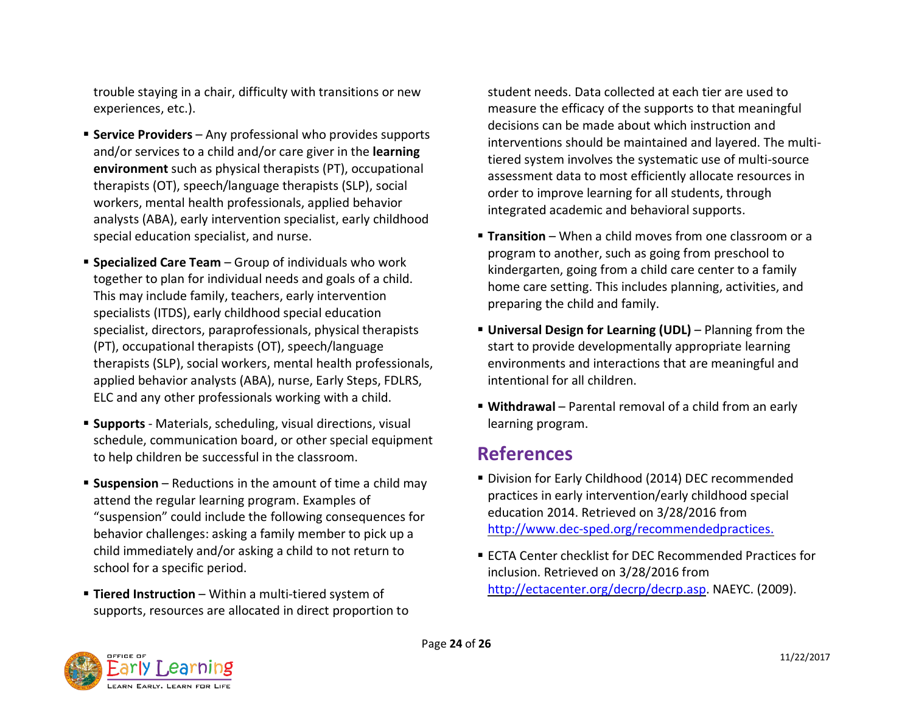trouble staying in a chair, difficulty with transitions or new experiences, etc.).

- **Service Providers** – Any professional who provides supports and/or services to a child and/or care giver in the **learning environment** such as physical therapists (PT), occupational therapists (OT), speech/language therapists (SLP), social workers, mental health professionals, applied behavior analysts (ABA), early intervention specialist, early childhood special education specialist, and nurse.

- **Specialized Care Team** – Group of individuals who work together to plan for individual needs and goals of a child. This may include family, teachers, early intervention specialists (ITDS), early childhood special education specialist, directors, paraprofessionals, physical therapists (PT), occupational therapists (OT), speech/language therapists (SLP), social workers, mental health professionals, applied behavior analysts (ABA), nurse, Early Steps, FDLRS, ELC and any other professionals working with a child.

- **Supports** - Materials, scheduling, visual directions, visual schedule, communication board, or other special equipment to help children be successful in the classroom.

- **Suspension** – Reductions in the amount of time a child may attend the regular learning program. Examples of "suspension" could include the following consequences for behavior challenges: asking a family member to pick up a child immediately and/or asking a child to not return to school for a specific period.

- **Tiered Instruction** – Within a multi-tiered system of supports, resources are allocated in direct proportion to student needs. Data collected at each tier are used to measure the efficacy of the supports to that meaningful decisions can be made about which instruction and interventions should be maintained and layered. The multi-tiered system involves the systematic use of multi-source assessment data to most efficiently allocate resources in order to improve learning for all students, through integrated academic and behavioral supports.

- **Transition** – When a child moves from one classroom or a program to another, such as going from preschool to kindergarten, going from a child care center to a family home care setting. This includes planning, activities, and preparing the child and family.

- **Universal Design for Learning (UDL)** – Planning from the start to provide developmentally appropriate learning environments and interactions that are meaningful and intentional for all children.

- **Withdrawal** – Parental removal of a child from an early learning program.

## References

- Division for Early Childhood (2014) DEC recommended practices in early intervention/early childhood special education 2014. Retrieved on 3/28/2016 from http://www.dec-sped.org/recommendedpractices.

- ECTA Center checklist for DEC Recommended Practices for inclusion. Retrieved on 3/28/2016 from http://ectacenter.org/decrp/decrp.asp. NAEYC. (2009).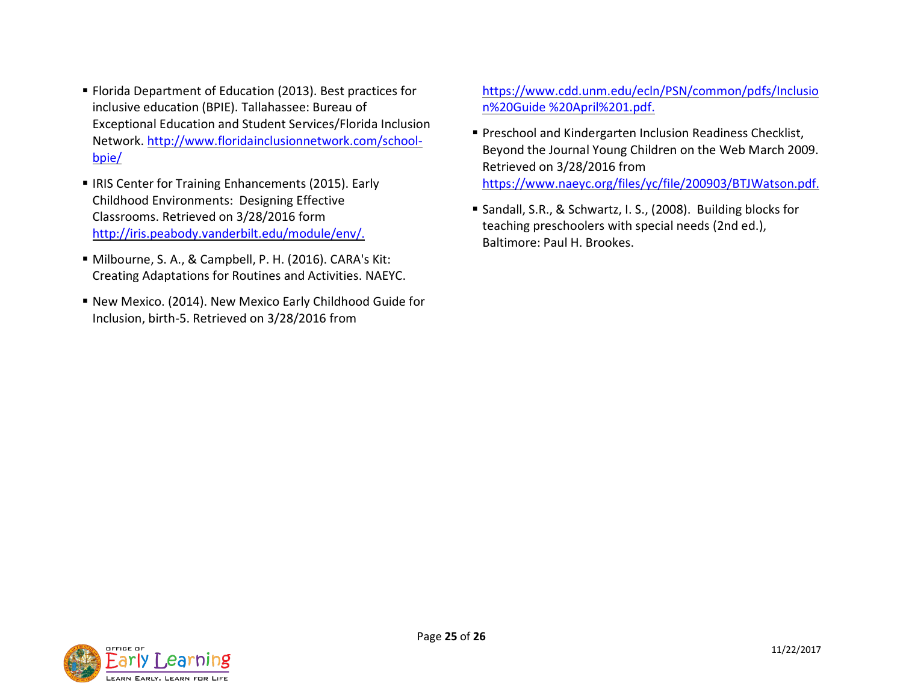- Florida Department of Education (2013). Best practices for inclusive education (BPIE). Tallahassee: Bureau of Exceptional Education and Student Services/Florida Inclusion Network. http://www.floridainclusionnetwork.com/school-bpie/
- IRIS Center for Training Enhancements (2015). Early Childhood Environments: Designing Effective Classrooms. Retrieved on 3/28/2016 form http://iris.peabody.vanderbilt.edu/module/env/.
- Milbourne, S. A., & Campbell, P. H. (2016). CARA's Kit: Creating Adaptations for Routines and Activities. NAEYC.
- New Mexico. (2014). New Mexico Early Childhood Guide for Inclusion, birth-5. Retrieved on 3/28/2016 from https://www.cdd.unm.edu/ecln/PSN/common/pdfs/Inclusion%20Guide %20April%201.pdf.
- Preschool and Kindergarten Inclusion Readiness Checklist, Beyond the Journal Young Children on the Web March 2009. Retrieved on 3/28/2016 from https://www.naeyc.org/files/yc/file/200903/BTJWatson.pdf.
- Sandall, S.R., & Schwartz, I. S., (2008). Building blocks for teaching preschoolers with special needs (2nd ed.), Baltimore: Paul H. Brookes.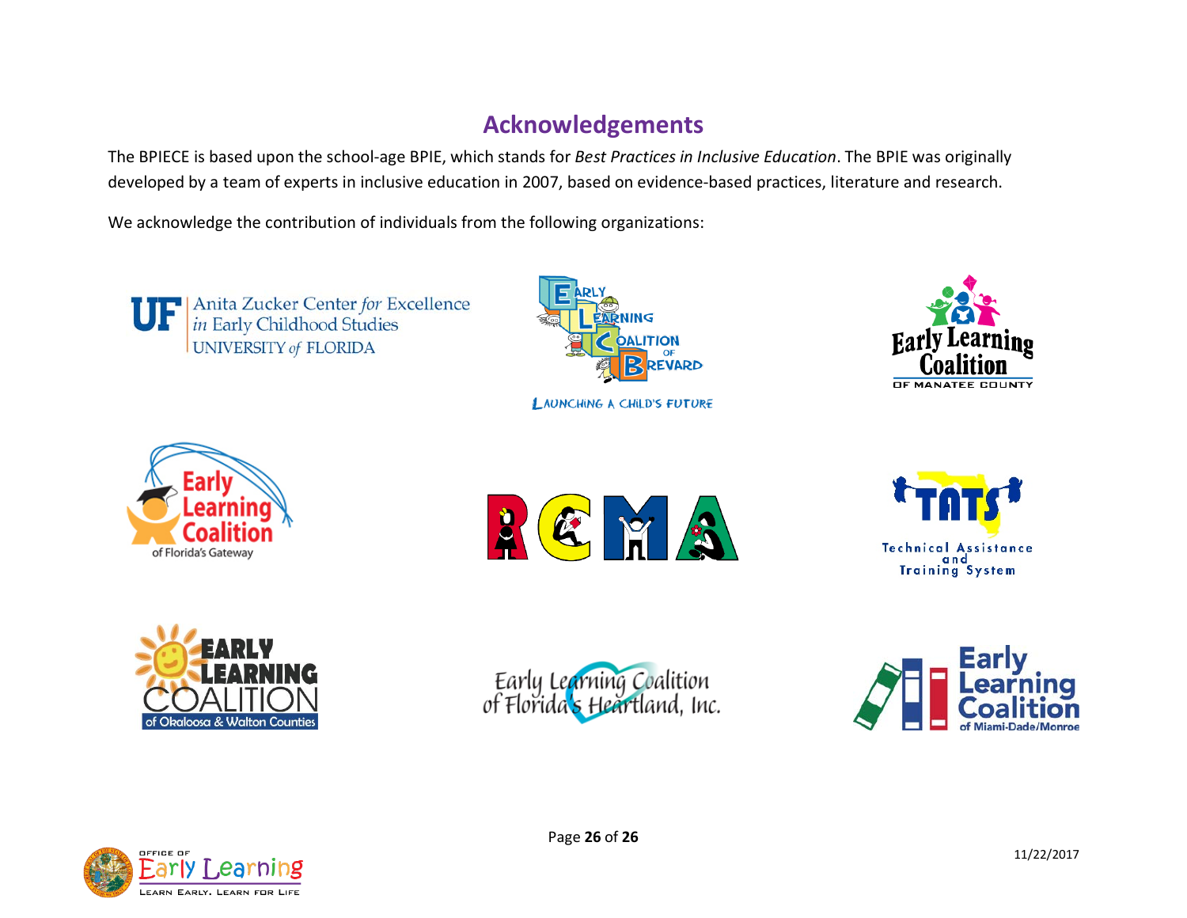# Acknowledgements

The BPIECE is based upon the school-age BPIE, which stands for *Best Practices in Inclusive Education*. The BPIE was originally developed by a team of experts in inclusive education in 2007, based on evidence-based practices, literature and research.

We acknowledge the contribution of individuals from the following organizations:

UF | Anita Zucker Center *for* Excellence *in* Early Childhood Studies
UNIVERSITY *of* FLORIDA

Early Learning Coalition of Brevard
LAUNCHING A CHILD'S FUTURE

Early Learning Coalition
OF MANATEE COUNTY

Early Learning Coalition
of Florida's Gateway

RCMA

TATS
Technical Assistance and Training System

EARLY LEARNING COALITION
of Okaloosa & Walton Counties

Early Learning Coalition of Florida's Heartland, Inc.

Early Learning Coalition
of Miami-Dade/Monroe

OFFICE OF Early Learning
LEARN EARLY. LEARN FOR LIFE

11/22/2017